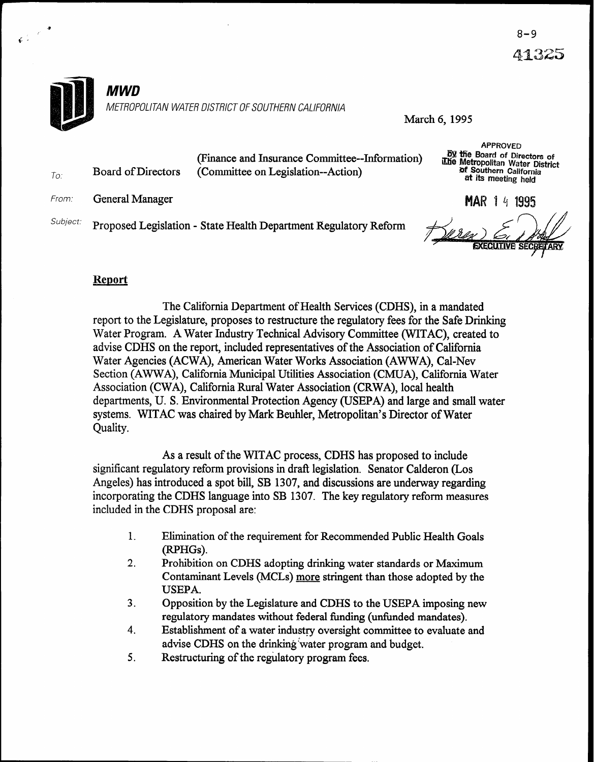8-9

41325

**MWD**

*METROPOLITAN WATER DISTRICT OF SOUTHERN CALIFORNIA*

March 6, 1995

APPROVED
By the Board of Directors of
The Metropolitan Water District
of Southern California
at its meeting held

MAR 14 1995

EXECUTIVE SECRETARY

To: Board of Directors (Finance and Insurance Committee--Information) (Committee on Legislation--Action)

From: General Manager

Subject: Proposed Legislation - State Health Department Regulatory Reform

## Report

The California Department of Health Services (CDHS), in a mandated report to the Legislature, proposes to restructure the regulatory fees for the Safe Drinking Water Program. A Water Industry Technical Advisory Committee (WITAC), created to advise CDHS on the report, included representatives of the Association of California Water Agencies (ACWA), American Water Works Association (AWWA), Cal-Nev Section (AWWA), California Municipal Utilities Association (CMUA), California Water Association (CWA), California Rural Water Association (CRWA), local health departments, U. S. Environmental Protection Agency (USEPA) and large and small water systems. WITAC was chaired by Mark Beuhler, Metropolitan's Director of Water Quality.

As a result of the WITAC process, CDHS has proposed to include significant regulatory reform provisions in draft legislation. Senator Calderon (Los Angeles) has introduced a spot bill, SB 1307, and discussions are underway regarding incorporating the CDHS language into SB 1307. The key regulatory reform measures included in the CDHS proposal are:

1. Elimination of the requirement for Recommended Public Health Goals (RPHGs).
2. Prohibition on CDHS adopting drinking water standards or Maximum Contaminant Levels (MCLs) more stringent than those adopted by the USEPA.
3. Opposition by the Legislature and CDHS to the USEPA imposing new regulatory mandates without federal funding (unfunded mandates).
4. Establishment of a water industry oversight committee to evaluate and advise CDHS on the drinking water program and budget.
5. Restructuring of the regulatory program fees.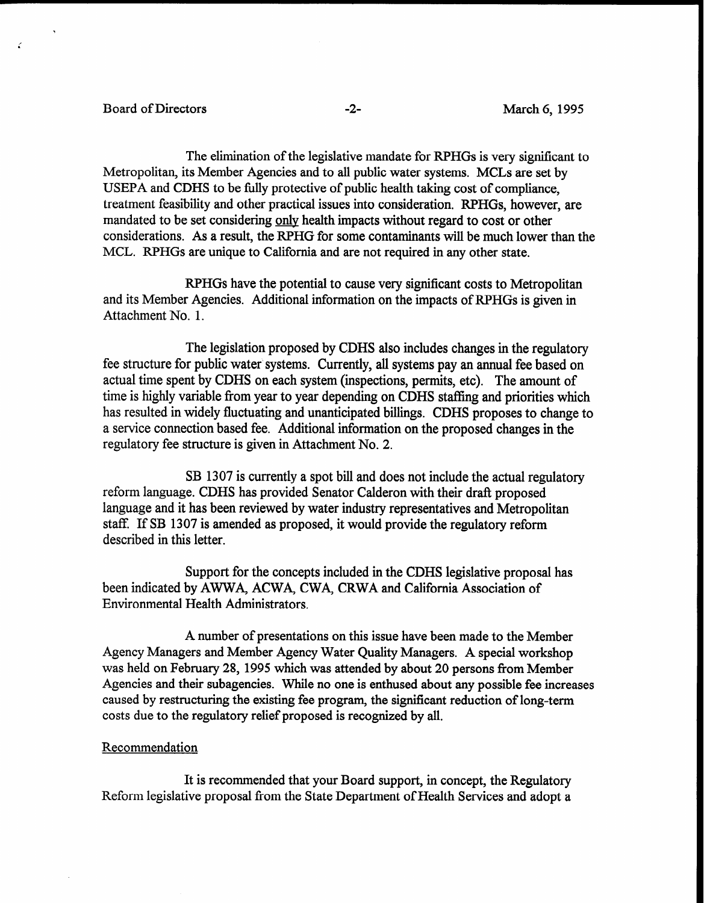The elimination of the legislative mandate for RPHGs is very significant to Metropolitan, its Member Agencies and to all public water systems. MCLs are set by USEPA and CDHS to be fully protective of public health taking cost of compliance, treatment feasibility and other practical issues into consideration. RPHGs, however, are mandated to be set considering only health impacts without regard to cost or other considerations. As a result, the RPHG for some contaminants will be much lower than the MCL. RPHGs are unique to California and are not required in any other state.

RPHGs have the potential to cause very significant costs to Metropolitan and its Member Agencies. Additional information on the impacts of RPHGs is given in Attachment No. 1.

The legislation proposed by CDHS also includes changes in the regulatory fee structure for public water systems. Currently, all systems pay an annual fee based on actual time spent by CDHS on each system (inspections, permits, etc). The amount of time is highly variable from year to year depending on CDHS staffing and priorities which has resulted in widely fluctuating and unanticipated billings. CDHS proposes to change to a service connection based fee. Additional information on the proposed changes in the regulatory fee structure is given in Attachment No. 2.

SB 1307 is currently a spot bill and does not include the actual regulatory reform language. CDHS has provided Senator Calderon with their draft proposed language and it has been reviewed by water industry representatives and Metropolitan staff. If SB 1307 is amended as proposed, it would provide the regulatory reform described in this letter.

Support for the concepts included in the CDHS legislative proposal has been indicated by AWWA, ACWA, CWA, CRWA and California Association of Environmental Health Administrators.

A number of presentations on this issue have been made to the Member Agency Managers and Member Agency Water Quality Managers. A special workshop was held on February 28, 1995 which was attended by about 20 persons from Member Agencies and their subagencies. While no one is enthused about any possible fee increases caused by restructuring the existing fee program, the significant reduction of long-term costs due to the regulatory relief proposed is recognized by all.

Recommendation

It is recommended that your Board support, in concept, the Regulatory Reform legislative proposal from the State Department of Health Services and adopt a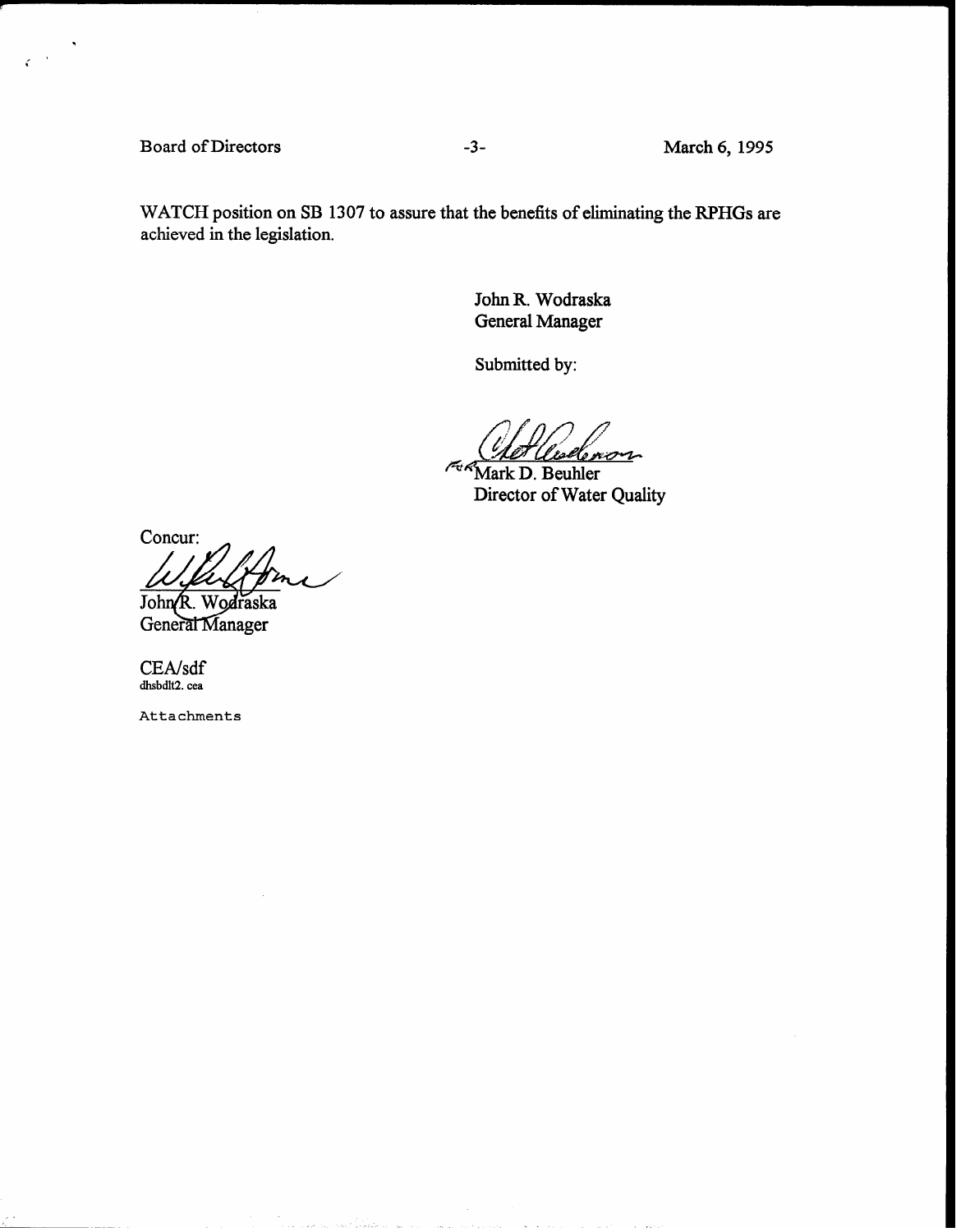WATCH position on SB 1307 to assure that the benefits of eliminating the RPHGs are achieved in the legislation.

John R. Wodraska
General Manager

Submitted by:

For Mark D. Beuhler
Director of Water Quality

Concur:

John R. Wodraska
General Manager

CEA/sdf
dhsbdlt2. cea

Attachments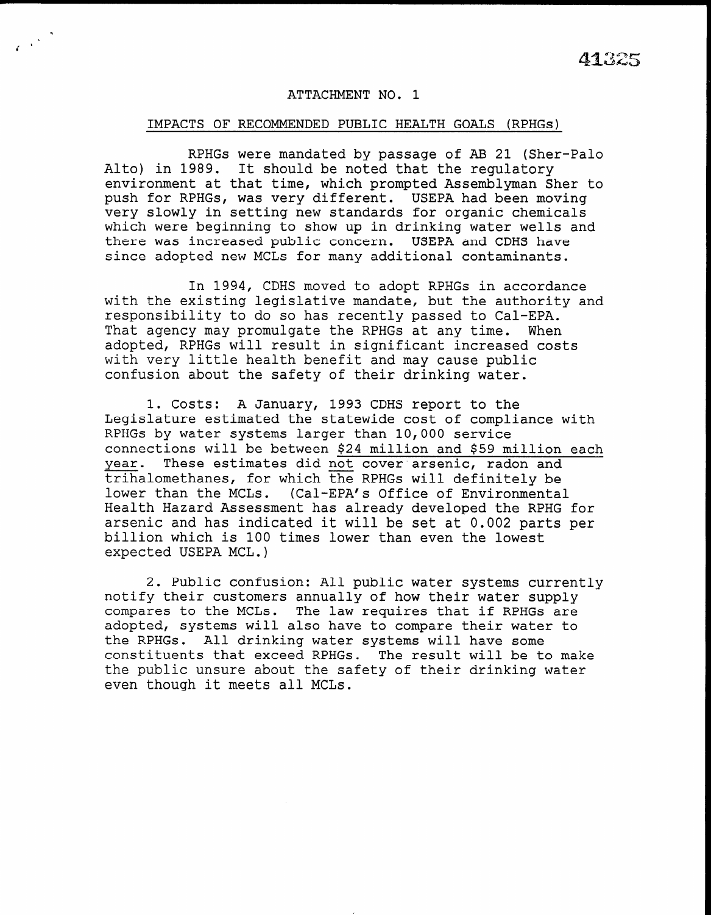41325

ATTACHMENT NO. 1

IMPACTS OF RECOMMENDED PUBLIC HEALTH GOALS (RPHGs)

RPHGs were mandated by passage of AB 21 (Sher-Palo Alto) in 1989. It should be noted that the regulatory environment at that time, which prompted Assemblyman Sher to push for RPHGs, was very different. USEPA had been moving very slowly in setting new standards for organic chemicals which were beginning to show up in drinking water wells and there was increased public concern. USEPA and CDHS have since adopted new MCLs for many additional contaminants.

In 1994, CDHS moved to adopt RPHGs in accordance with the existing legislative mandate, but the authority and responsibility to do so has recently passed to Cal-EPA. That agency may promulgate the RPHGs at any time. When adopted, RPHGs will result in significant increased costs with very little health benefit and may cause public confusion about the safety of their drinking water.

1. Costs: A January, 1993 CDHS report to the Legislature estimated the statewide cost of compliance with RPHGs by water systems larger than 10,000 service connections will be between <u>$24 million and $59 million each year</u>. These estimates did <u>not</u> cover arsenic, radon and trihalomethanes, for which the RPHGs will definitely be lower than the MCLs. (Cal-EPA's Office of Environmental Health Hazard Assessment has already developed the RPHG for arsenic and has indicated it will be set at 0.002 parts per billion which is 100 times lower than even the lowest expected USEPA MCL.)

2. Public confusion: All public water systems currently notify their customers annually of how their water supply compares to the MCLs. The law requires that if RPHGs are adopted, systems will also have to compare their water to the RPHGs. All drinking water systems will have some constituents that exceed RPHGs. The result will be to make the public unsure about the safety of their drinking water even though it meets all MCLs.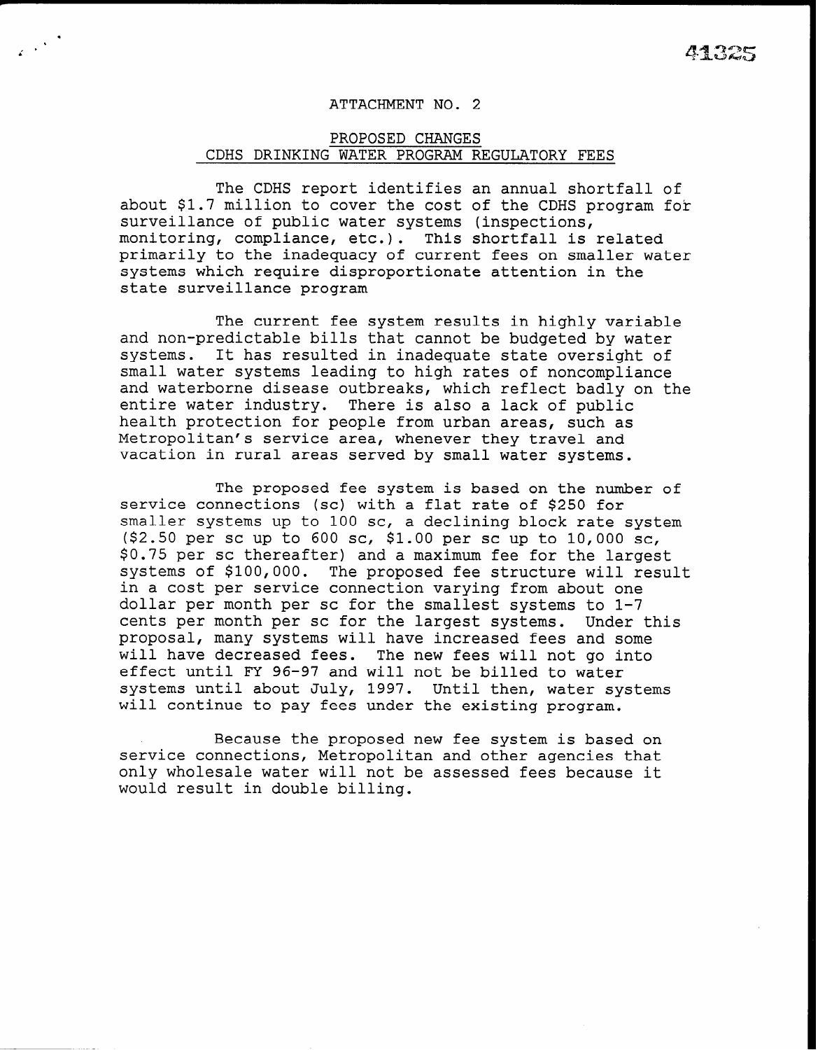ATTACHMENT NO. 2

PROPOSED CHANGES
CDHS DRINKING WATER PROGRAM REGULATORY FEES

The CDHS report identifies an annual shortfall of about $1.7 million to cover the cost of the CDHS program for surveillance of public water systems (inspections, monitoring, compliance, etc.). This shortfall is related primarily to the inadequacy of current fees on smaller water systems which require disproportionate attention in the state surveillance program

The current fee system results in highly variable and non-predictable bills that cannot be budgeted by water systems. It has resulted in inadequate state oversight of small water systems leading to high rates of noncompliance and waterborne disease outbreaks, which reflect badly on the entire water industry. There is also a lack of public health protection for people from urban areas, such as Metropolitan's service area, whenever they travel and vacation in rural areas served by small water systems.

The proposed fee system is based on the number of service connections (sc) with a flat rate of $250 for smaller systems up to 100 sc, a declining block rate system ($2.50 per sc up to 600 sc, $1.00 per sc up to 10,000 sc, $0.75 per sc thereafter) and a maximum fee for the largest systems of $100,000. The proposed fee structure will result in a cost per service connection varying from about one dollar per month per sc for the smallest systems to 1-7 cents per month per sc for the largest systems. Under this proposal, many systems will have increased fees and some will have decreased fees. The new fees will not go into effect until FY 96-97 and will not be billed to water systems until about July, 1997. Until then, water systems will continue to pay fees under the existing program.

Because the proposed new fee system is based on service connections, Metropolitan and other agencies that only wholesale water will not be assessed fees because it would result in double billing.